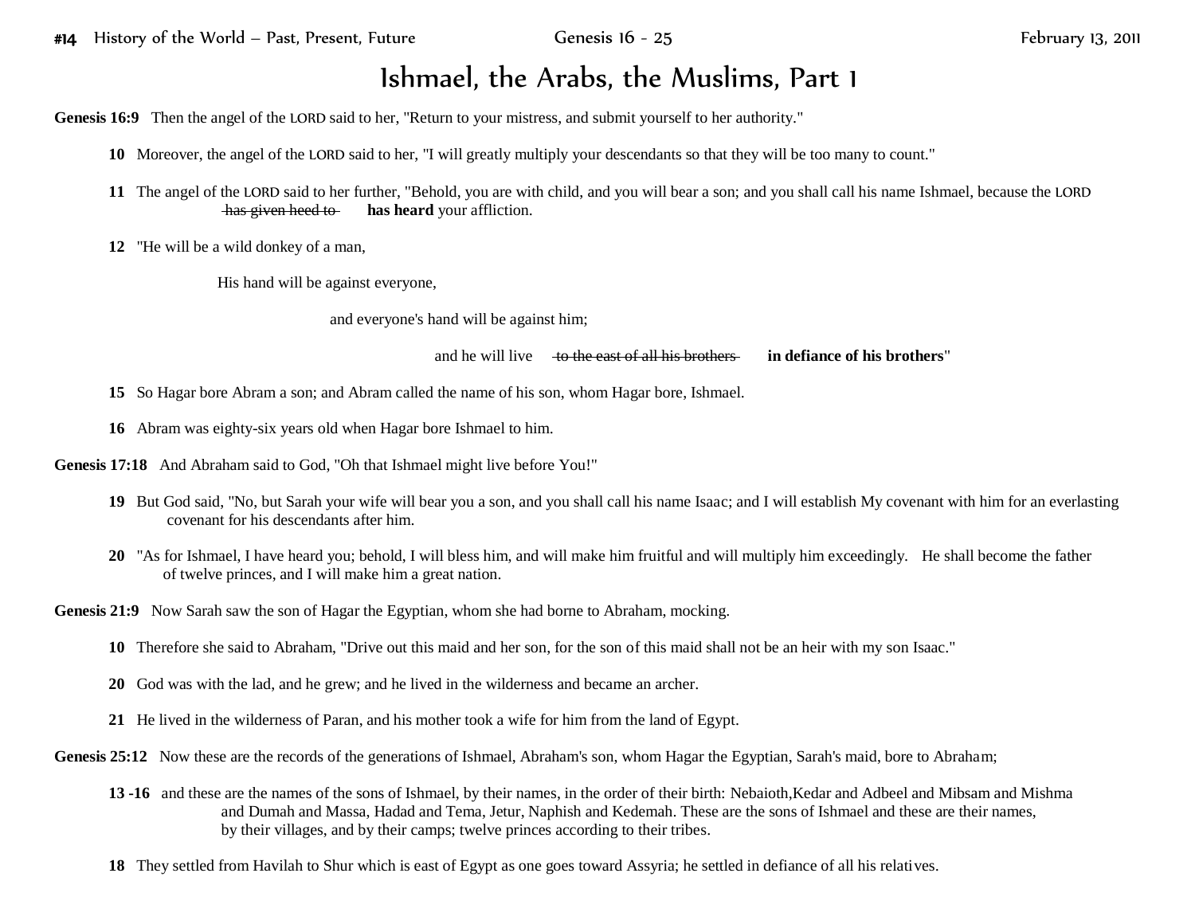# Ishmael, the Arabs, the Muslims, Part 1

**Genesis 16:9** Then the angel of the LORD said to her, "Return to your mistress, and submit yourself to her authority."

**10** Moreover, the angel of the LORD said to her, "I will greatly multiply your descendants so that they will be too many to count."

**11** The angel of the LORD said to her further, "Behold, you are with child, and you will bear a son; and you shall call his name Ishmael, because the LORD ~~has given heed to~~ **has heard** your affliction.

**12** "He will be a wild donkey of a man,

His hand will be against everyone,

and everyone's hand will be against him;

and he will live ~~to the east of all his brothers~~ **in defiance of his brothers**"

**15** So Hagar bore Abram a son; and Abram called the name of his son, whom Hagar bore, Ishmael.

**16** Abram was eighty-six years old when Hagar bore Ishmael to him.

**Genesis 17:18** And Abraham said to God, "Oh that Ishmael might live before You!"

**19** But God said, "No, but Sarah your wife will bear you a son, and you shall call his name Isaac; and I will establish My covenant with him for an everlasting covenant for his descendants after him.

**20** "As for Ishmael, I have heard you; behold, I will bless him, and will make him fruitful and will multiply him exceedingly. He shall become the father of twelve princes, and I will make him a great nation.

**Genesis 21:9** Now Sarah saw the son of Hagar the Egyptian, whom she had borne to Abraham, mocking.

**10** Therefore she said to Abraham, "Drive out this maid and her son, for the son of this maid shall not be an heir with my son Isaac."

**20** God was with the lad, and he grew; and he lived in the wilderness and became an archer.

**21** He lived in the wilderness of Paran, and his mother took a wife for him from the land of Egypt.

**Genesis 25:12** Now these are the records of the generations of Ishmael, Abraham's son, whom Hagar the Egyptian, Sarah's maid, bore to Abraham;

**13 -16** and these are the names of the sons of Ishmael, by their names, in the order of their birth: Nebaioth,Kedar and Adbeel and Mibsam and Mishma and Dumah and Massa, Hadad and Tema, Jetur, Naphish and Kedemah. These are the sons of Ishmael and these are their names, by their villages, and by their camps; twelve princes according to their tribes.

**18** They settled from Havilah to Shur which is east of Egypt as one goes toward Assyria; he settled in defiance of all his relatives.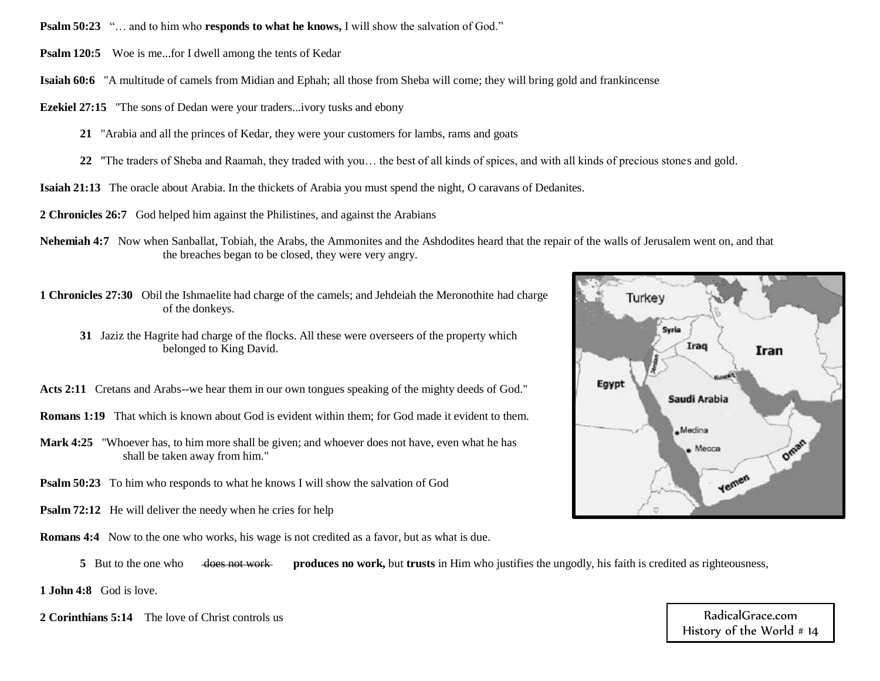**Psalm 50:23** "… and to him who **responds to what he knows,** I will show the salvation of God."

**Psalm 120:5** Woe is me...for I dwell among the tents of Kedar

**Isaiah 60:6** "A multitude of camels from Midian and Ephah; all those from Sheba will come; they will bring gold and frankincense

**Ezekiel 27:15** "The sons of Dedan were your traders...ivory tusks and ebony

**21** "Arabia and all the princes of Kedar, they were your customers for lambs, rams and goats

**22** "The traders of Sheba and Raamah, they traded with you… the best of all kinds of spices, and with all kinds of precious stones and gold.

**Isaiah 21:13** The oracle about Arabia. In the thickets of Arabia you must spend the night, O caravans of Dedanites.

**2 Chronicles 26:7** God helped him against the Philistines, and against the Arabians

**Nehemiah 4:7** Now when Sanballat, Tobiah, the Arabs, the Ammonites and the Ashdodites heard that the repair of the walls of Jerusalem went on, and that the breaches began to be closed, they were very angry.

**1 Chronicles 27:30** Obil the Ishmaelite had charge of the camels; and Jehdeiah the Meronothite had charge of the donkeys.

**31** Jaziz the Hagrite had charge of the flocks. All these were overseers of the property which belonged to King David.

**Acts 2:11** Cretans and Arabs--we hear them in our own tongues speaking of the mighty deeds of God."

**Romans 1:19** That which is known about God is evident within them; for God made it evident to them.

**Mark 4:25** "Whoever has, to him more shall be given; and whoever does not have, even what he has shall be taken away from him."

**Psalm 50:23** To him who responds to what he knows I will show the salvation of God

**Psalm 72:12** He will deliver the needy when he cries for help

**Romans 4:4** Now to the one who works, his wage is not credited as a favor, but as what is due.

**5** But to the one who ~~does not work~~ **produces no work,** but **trusts** in Him who justifies the ungodly, his faith is credited as righteousness,

**1 John 4:8** God is love.

**2 Corinthians 5:14** The love of Christ controls us

Turkey
Syria
Iraq
Iran
Jordan
Kuwait
Egypt
Saudi Arabia
Medina
Mecca
Oman
Yemen

RadicalGrace.com
History of the World # 14